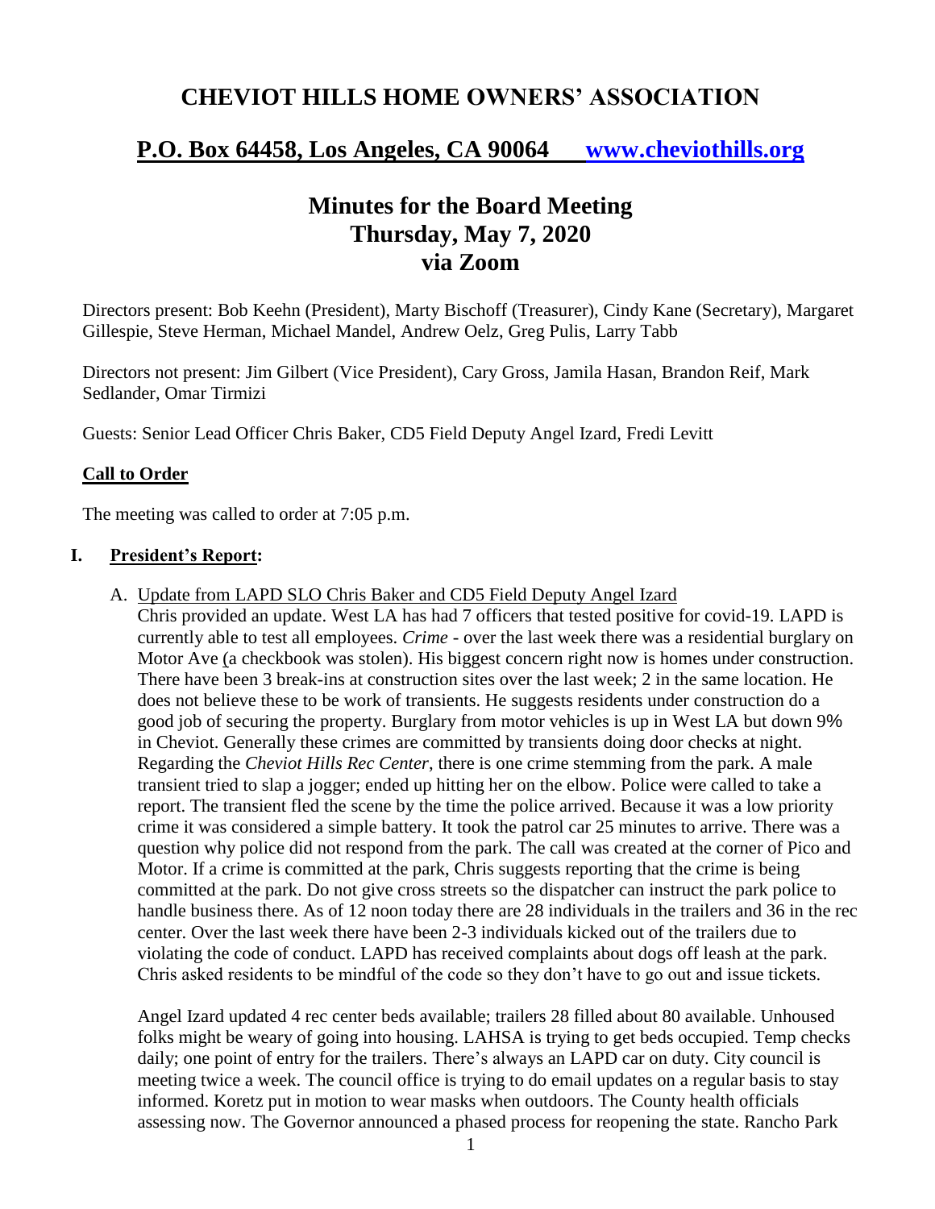# CHEVIOT HILLS HOME OWNERS' ASSOCIATION

## P.O. Box 64458, Los Angeles, CA 90064 www.cheviothills.org

## Minutes for the Board Meeting
## Thursday, May 7, 2020
## via Zoom

Directors present: Bob Keehn (President), Marty Bischoff (Treasurer), Cindy Kane (Secretary), Margaret Gillespie, Steve Herman, Michael Mandel, Andrew Oelz, Greg Pulis, Larry Tabb

Directors not present: Jim Gilbert (Vice President), Cary Gross, Jamila Hasan, Brandon Reif, Mark Sedlander, Omar Tirmizi

Guests: Senior Lead Officer Chris Baker, CD5 Field Deputy Angel Izard, Fredi Levitt

### Call to Order

The meeting was called to order at 7:05 p.m.

### I. President's Report:

A. Update from LAPD SLO Chris Baker and CD5 Field Deputy Angel Izard

Chris provided an update. West LA has had 7 officers that tested positive for covid-19. LAPD is currently able to test all employees. *Crime* - over the last week there was a residential burglary on Motor Ave (a checkbook was stolen). His biggest concern right now is homes under construction. There have been 3 break-ins at construction sites over the last week; 2 in the same location. He does not believe these to be work of transients. He suggests residents under construction do a good job of securing the property. Burglary from motor vehicles is up in West LA but down 9% in Cheviot. Generally these crimes are committed by transients doing door checks at night. Regarding the *Cheviot Hills Rec Center*, there is one crime stemming from the park. A male transient tried to slap a jogger; ended up hitting her on the elbow. Police were called to take a report. The transient fled the scene by the time the police arrived. Because it was a low priority crime it was considered a simple battery. It took the patrol car 25 minutes to arrive. There was a question why police did not respond from the park. The call was created at the corner of Pico and Motor. If a crime is committed at the park, Chris suggests reporting that the crime is being committed at the park. Do not give cross streets so the dispatcher can instruct the park police to handle business there. As of 12 noon today there are 28 individuals in the trailers and 36 in the rec center. Over the last week there have been 2-3 individuals kicked out of the trailers due to violating the code of conduct. LAPD has received complaints about dogs off leash at the park. Chris asked residents to be mindful of the code so they don't have to go out and issue tickets.

Angel Izard updated 4 rec center beds available; trailers 28 filled about 80 available. Unhoused folks might be weary of going into housing. LAHSA is trying to get beds occupied. Temp checks daily; one point of entry for the trailers. There's always an LAPD car on duty. City council is meeting twice a week. The council office is trying to do email updates on a regular basis to stay informed. Koretz put in motion to wear masks when outdoors. The County health officials assessing now. The Governor announced a phased process for reopening the state. Rancho Park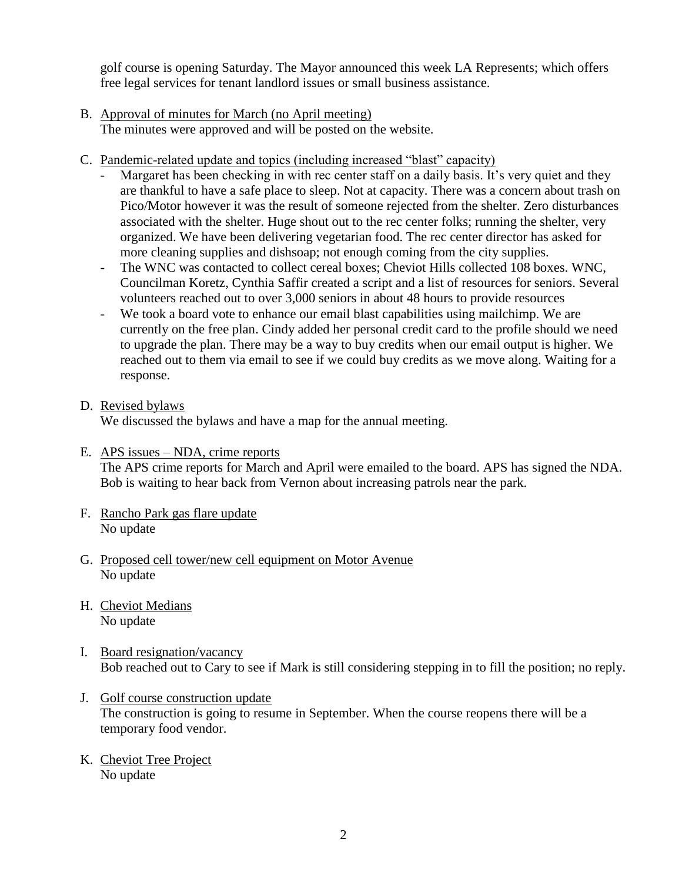golf course is opening Saturday. The Mayor announced this week LA Represents; which offers free legal services for tenant landlord issues or small business assistance.

B. Approval of minutes for March (no April meeting)
   The minutes were approved and will be posted on the website.

C. Pandemic-related update and topics (including increased "blast" capacity)
   - Margaret has been checking in with rec center staff on a daily basis. It's very quiet and they are thankful to have a safe place to sleep. Not at capacity. There was a concern about trash on Pico/Motor however it was the result of someone rejected from the shelter. Zero disturbances associated with the shelter. Huge shout out to the rec center folks; running the shelter, very organized. We have been delivering vegetarian food. The rec center director has asked for more cleaning supplies and dishsoap; not enough coming from the city supplies.
   - The WNC was contacted to collect cereal boxes; Cheviot Hills collected 108 boxes. WNC, Councilman Koretz, Cynthia Saffir created a script and a list of resources for seniors. Several volunteers reached out to over 3,000 seniors in about 48 hours to provide resources
   - We took a board vote to enhance our email blast capabilities using mailchimp. We are currently on the free plan. Cindy added her personal credit card to the profile should we need to upgrade the plan. There may be a way to buy credits when our email output is higher. We reached out to them via email to see if we could buy credits as we move along. Waiting for a response.

D. Revised bylaws
   We discussed the bylaws and have a map for the annual meeting.

E. APS issues – NDA, crime reports
   The APS crime reports for March and April were emailed to the board. APS has signed the NDA. Bob is waiting to hear back from Vernon about increasing patrols near the park.

F. Rancho Park gas flare update
   No update

G. Proposed cell tower/new cell equipment on Motor Avenue
   No update

H. Cheviot Medians
   No update

I. Board resignation/vacancy
   Bob reached out to Cary to see if Mark is still considering stepping in to fill the position; no reply.

J. Golf course construction update
   The construction is going to resume in September. When the course reopens there will be a temporary food vendor.

K. Cheviot Tree Project
   No update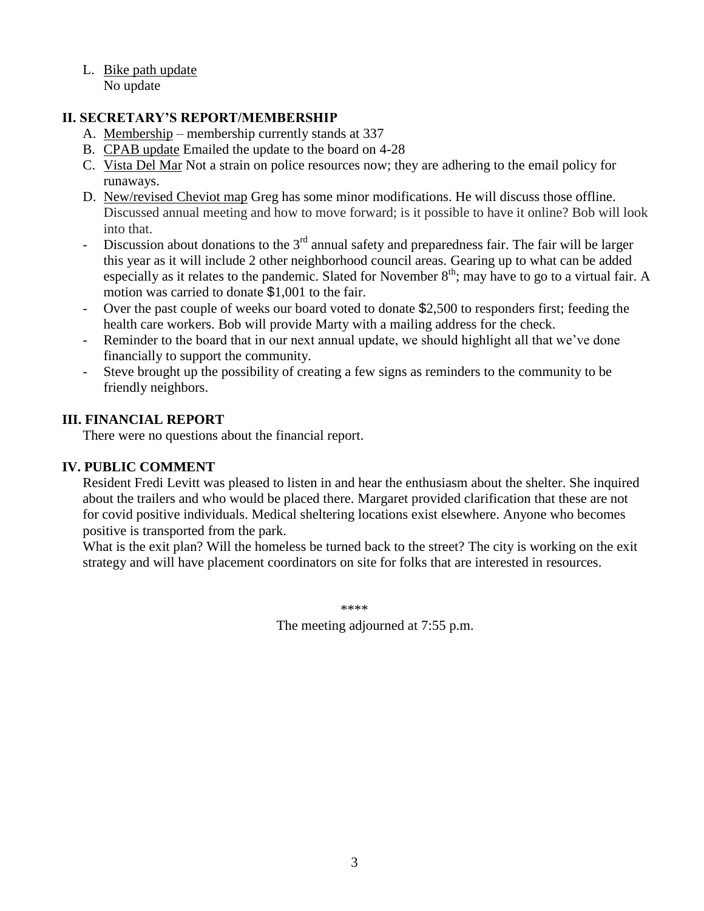L. Bike path update
   No update

## II. SECRETARY'S REPORT/MEMBERSHIP

A. Membership – membership currently stands at 337
B. CPAB update Emailed the update to the board on 4-28
C. Vista Del Mar Not a strain on police resources now; they are adhering to the email policy for runaways.
D. New/revised Cheviot map Greg has some minor modifications. He will discuss those offline. Discussed annual meeting and how to move forward; is it possible to have it online? Bob will look into that.

- Discussion about donations to the 3rd annual safety and preparedness fair. The fair will be larger this year as it will include 2 other neighborhood council areas. Gearing up to what can be added especially as it relates to the pandemic. Slated for November 8th; may have to go to a virtual fair. A motion was carried to donate $1,001 to the fair.
- Over the past couple of weeks our board voted to donate $2,500 to responders first; feeding the health care workers. Bob will provide Marty with a mailing address for the check.
- Reminder to the board that in our next annual update, we should highlight all that we've done financially to support the community.
- Steve brought up the possibility of creating a few signs as reminders to the community to be friendly neighbors.

## III. FINANCIAL REPORT

There were no questions about the financial report.

## IV. PUBLIC COMMENT

Resident Fredi Levitt was pleased to listen in and hear the enthusiasm about the shelter. She inquired about the trailers and who would be placed there. Margaret provided clarification that these are not for covid positive individuals. Medical sheltering locations exist elsewhere. Anyone who becomes positive is transported from the park.

What is the exit plan? Will the homeless be turned back to the street? The city is working on the exit strategy and will have placement coordinators on site for folks that are interested in resources.

****

The meeting adjourned at 7:55 p.m.